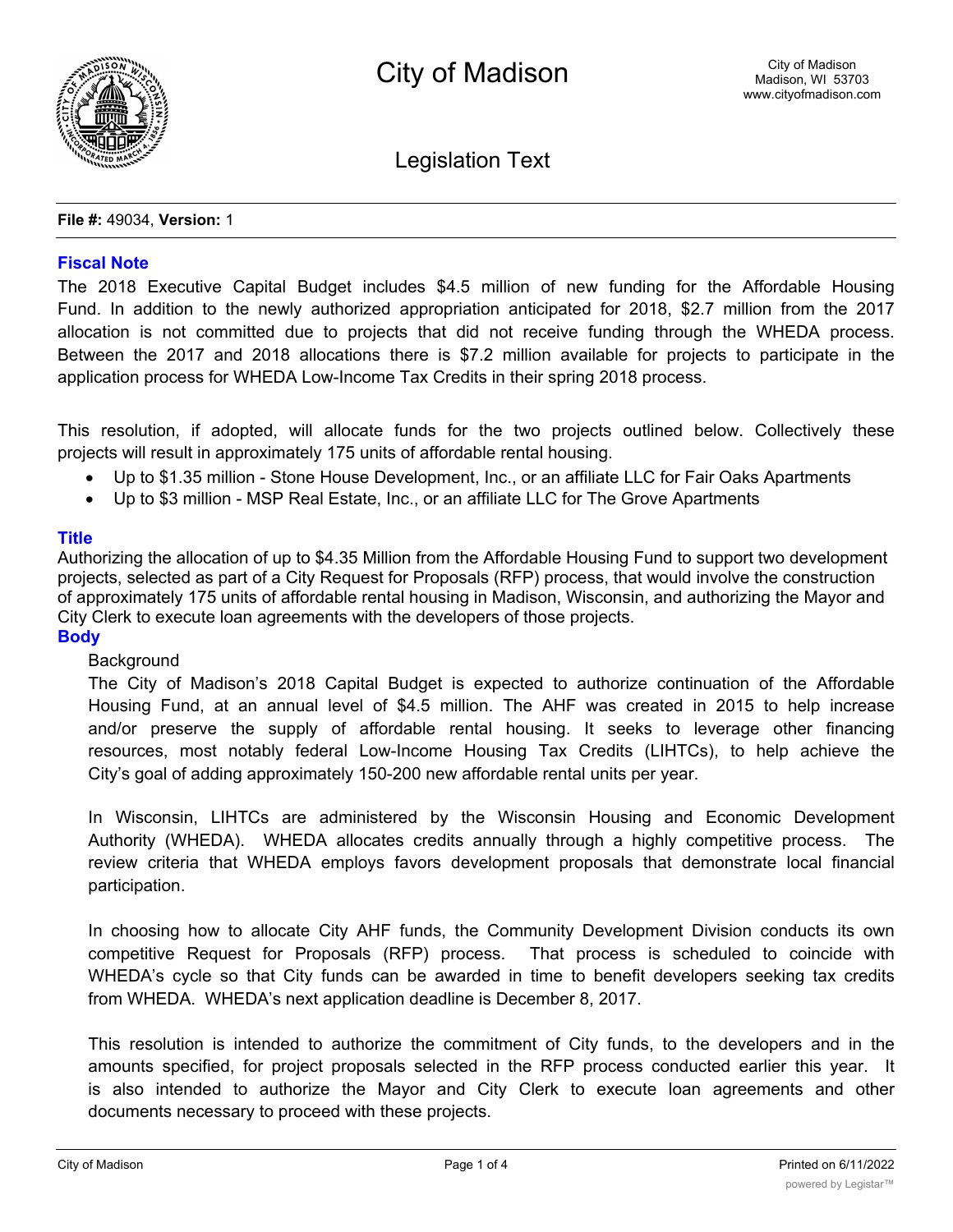# City of Madison

City of Madison
Madison, WI 53703
www.cityofmadison.com

## Legislation Text

**File #:** 49034, **Version:** 1

### Fiscal Note

The 2018 Executive Capital Budget includes $4.5 million of new funding for the Affordable Housing Fund. In addition to the newly authorized appropriation anticipated for 2018, $2.7 million from the 2017 allocation is not committed due to projects that did not receive funding through the WHEDA process. Between the 2017 and 2018 allocations there is $7.2 million available for projects to participate in the application process for WHEDA Low-Income Tax Credits in their spring 2018 process.

This resolution, if adopted, will allocate funds for the two projects outlined below. Collectively these projects will result in approximately 175 units of affordable rental housing.

- Up to $1.35 million - Stone House Development, Inc., or an affiliate LLC for Fair Oaks Apartments
- Up to $3 million - MSP Real Estate, Inc., or an affiliate LLC for The Grove Apartments

### Title

Authorizing the allocation of up to $4.35 Million from the Affordable Housing Fund to support two development projects, selected as part of a City Request for Proposals (RFP) process, that would involve the construction of approximately 175 units of affordable rental housing in Madison, Wisconsin, and authorizing the Mayor and City Clerk to execute loan agreements with the developers of those projects.

### Body

Background

The City of Madison's 2018 Capital Budget is expected to authorize continuation of the Affordable Housing Fund, at an annual level of $4.5 million. The AHF was created in 2015 to help increase and/or preserve the supply of affordable rental housing. It seeks to leverage other financing resources, most notably federal Low-Income Housing Tax Credits (LIHTCs), to help achieve the City's goal of adding approximately 150-200 new affordable rental units per year.

In Wisconsin, LIHTCs are administered by the Wisconsin Housing and Economic Development Authority (WHEDA). WHEDA allocates credits annually through a highly competitive process. The review criteria that WHEDA employs favors development proposals that demonstrate local financial participation.

In choosing how to allocate City AHF funds, the Community Development Division conducts its own competitive Request for Proposals (RFP) process. That process is scheduled to coincide with WHEDA's cycle so that City funds can be awarded in time to benefit developers seeking tax credits from WHEDA. WHEDA's next application deadline is December 8, 2017.

This resolution is intended to authorize the commitment of City funds, to the developers and in the amounts specified, for project proposals selected in the RFP process conducted earlier this year. It is also intended to authorize the Mayor and City Clerk to execute loan agreements and other documents necessary to proceed with these projects.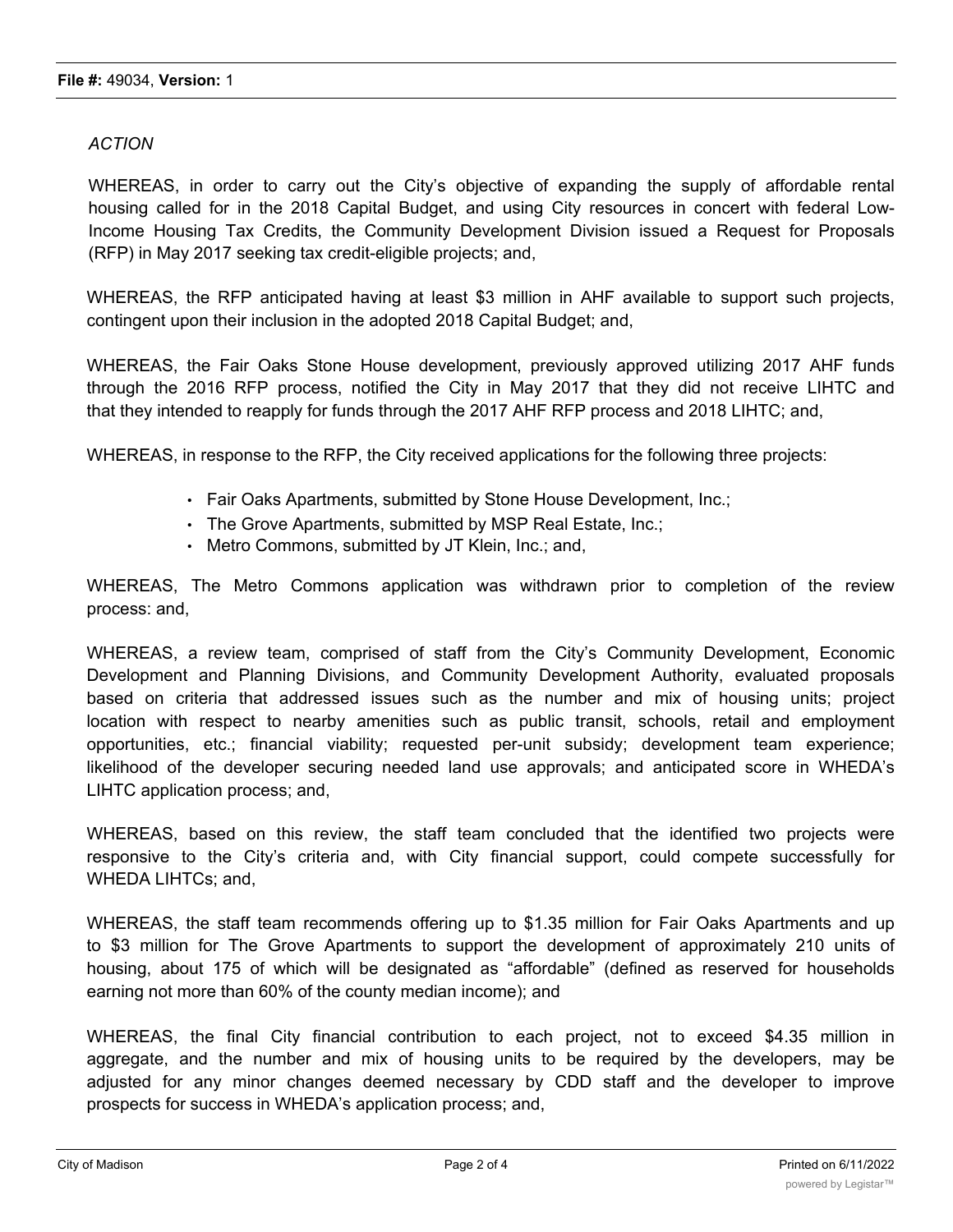*ACTION*

WHEREAS, in order to carry out the City's objective of expanding the supply of affordable rental housing called for in the 2018 Capital Budget, and using City resources in concert with federal Low-Income Housing Tax Credits, the Community Development Division issued a Request for Proposals (RFP) in May 2017 seeking tax credit-eligible projects; and,

WHEREAS, the RFP anticipated having at least $3 million in AHF available to support such projects, contingent upon their inclusion in the adopted 2018 Capital Budget; and,

WHEREAS, the Fair Oaks Stone House development, previously approved utilizing 2017 AHF funds through the 2016 RFP process, notified the City in May 2017 that they did not receive LIHTC and that they intended to reapply for funds through the 2017 AHF RFP process and 2018 LIHTC; and,

WHEREAS, in response to the RFP, the City received applications for the following three projects:

- Fair Oaks Apartments, submitted by Stone House Development, Inc.;
- The Grove Apartments, submitted by MSP Real Estate, Inc.;
- Metro Commons, submitted by JT Klein, Inc.; and,

WHEREAS, The Metro Commons application was withdrawn prior to completion of the review process: and,

WHEREAS, a review team, comprised of staff from the City's Community Development, Economic Development and Planning Divisions, and Community Development Authority, evaluated proposals based on criteria that addressed issues such as the number and mix of housing units; project location with respect to nearby amenities such as public transit, schools, retail and employment opportunities, etc.; financial viability; requested per-unit subsidy; development team experience; likelihood of the developer securing needed land use approvals; and anticipated score in WHEDA's LIHTC application process; and,

WHEREAS, based on this review, the staff team concluded that the identified two projects were responsive to the City's criteria and, with City financial support, could compete successfully for WHEDA LIHTCs; and,

WHEREAS, the staff team recommends offering up to $1.35 million for Fair Oaks Apartments and up to $3 million for The Grove Apartments to support the development of approximately 210 units of housing, about 175 of which will be designated as "affordable" (defined as reserved for households earning not more than 60% of the county median income); and

WHEREAS, the final City financial contribution to each project, not to exceed $4.35 million in aggregate, and the number and mix of housing units to be required by the developers, may be adjusted for any minor changes deemed necessary by CDD staff and the developer to improve prospects for success in WHEDA's application process; and,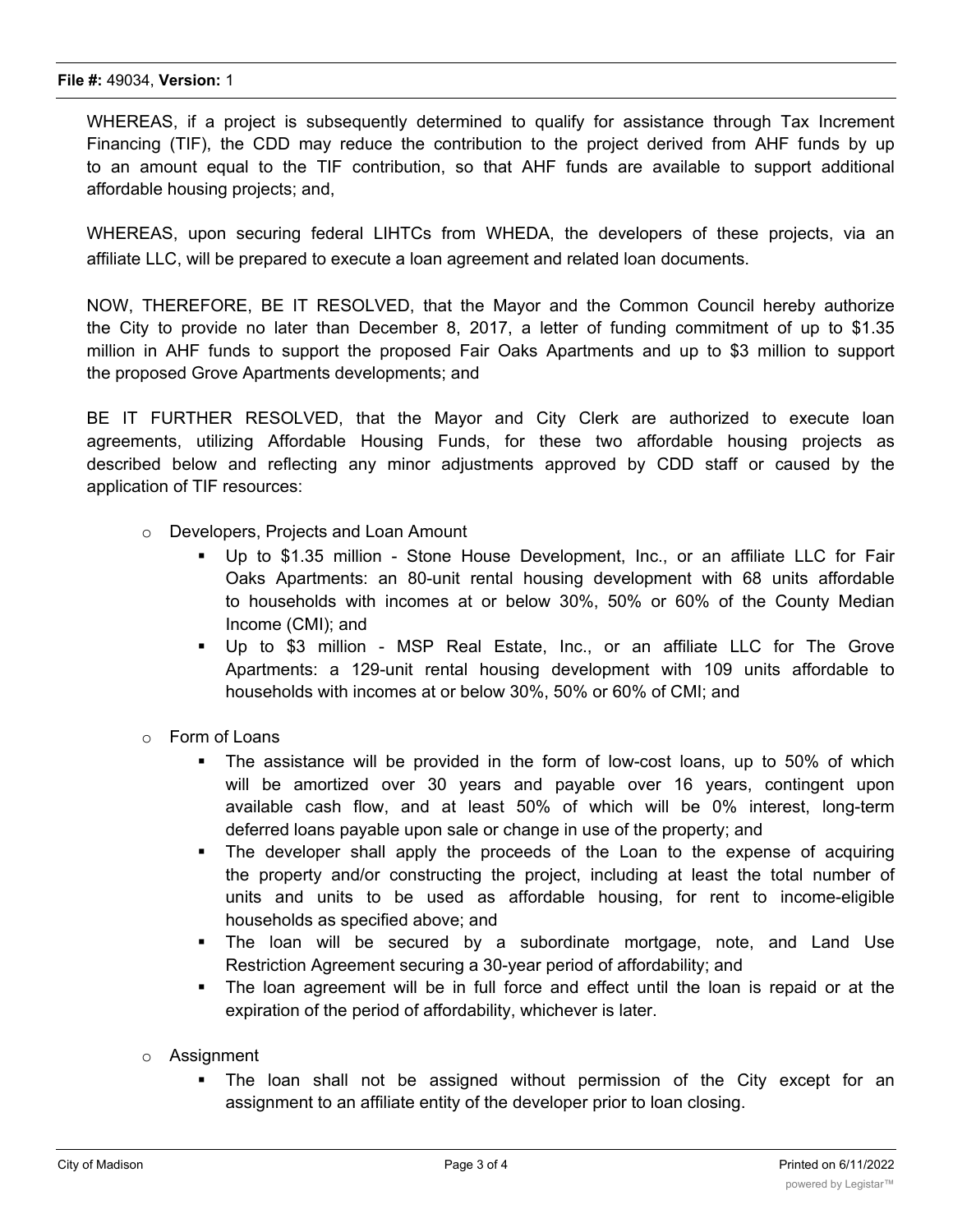WHEREAS, if a project is subsequently determined to qualify for assistance through Tax Increment Financing (TIF), the CDD may reduce the contribution to the project derived from AHF funds by up to an amount equal to the TIF contribution, so that AHF funds are available to support additional affordable housing projects; and,

WHEREAS, upon securing federal LIHTCs from WHEDA, the developers of these projects, via an affiliate LLC, will be prepared to execute a loan agreement and related loan documents.

NOW, THEREFORE, BE IT RESOLVED, that the Mayor and the Common Council hereby authorize the City to provide no later than December 8, 2017, a letter of funding commitment of up to $1.35 million in AHF funds to support the proposed Fair Oaks Apartments and up to $3 million to support the proposed Grove Apartments developments; and

BE IT FURTHER RESOLVED, that the Mayor and City Clerk are authorized to execute loan agreements, utilizing Affordable Housing Funds, for these two affordable housing projects as described below and reflecting any minor adjustments approved by CDD staff or caused by the application of TIF resources:

- Developers, Projects and Loan Amount
  - Up to $1.35 million - Stone House Development, Inc., or an affiliate LLC for Fair Oaks Apartments: an 80-unit rental housing development with 68 units affordable to households with incomes at or below 30%, 50% or 60% of the County Median Income (CMI); and
  - Up to $3 million - MSP Real Estate, Inc., or an affiliate LLC for The Grove Apartments: a 129-unit rental housing development with 109 units affordable to households with incomes at or below 30%, 50% or 60% of CMI; and
- Form of Loans
  - The assistance will be provided in the form of low-cost loans, up to 50% of which will be amortized over 30 years and payable over 16 years, contingent upon available cash flow, and at least 50% of which will be 0% interest, long-term deferred loans payable upon sale or change in use of the property; and
  - The developer shall apply the proceeds of the Loan to the expense of acquiring the property and/or constructing the project, including at least the total number of units and units to be used as affordable housing, for rent to income-eligible households as specified above; and
  - The loan will be secured by a subordinate mortgage, note, and Land Use Restriction Agreement securing a 30-year period of affordability; and
  - The loan agreement will be in full force and effect until the loan is repaid or at the expiration of the period of affordability, whichever is later.
- Assignment
  - The loan shall not be assigned without permission of the City except for an assignment to an affiliate entity of the developer prior to loan closing.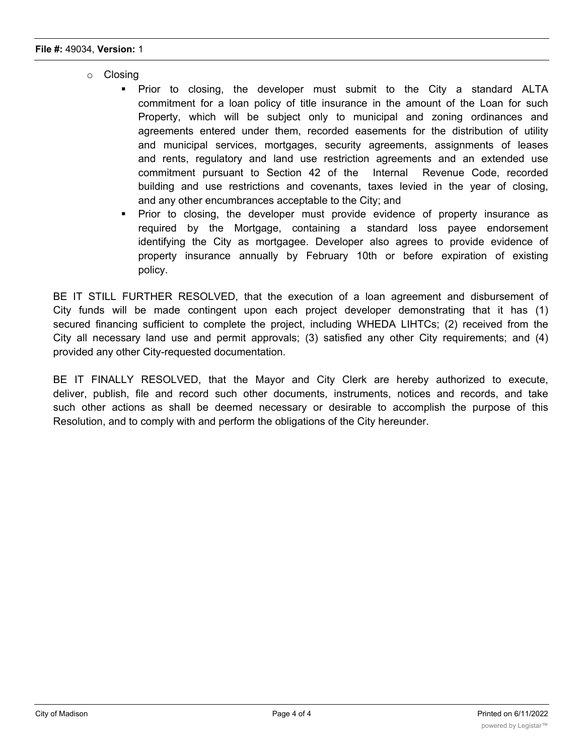- Closing
  - Prior to closing, the developer must submit to the City a standard ALTA commitment for a loan policy of title insurance in the amount of the Loan for such Property, which will be subject only to municipal and zoning ordinances and agreements entered under them, recorded easements for the distribution of utility and municipal services, mortgages, security agreements, assignments of leases and rents, regulatory and land use restriction agreements and an extended use commitment pursuant to Section 42 of the Internal Revenue Code, recorded building and use restrictions and covenants, taxes levied in the year of closing, and any other encumbrances acceptable to the City; and
  - Prior to closing, the developer must provide evidence of property insurance as required by the Mortgage, containing a standard loss payee endorsement identifying the City as mortgagee. Developer also agrees to provide evidence of property insurance annually by February 10th or before expiration of existing policy.

BE IT STILL FURTHER RESOLVED, that the execution of a loan agreement and disbursement of City funds will be made contingent upon each project developer demonstrating that it has (1) secured financing sufficient to complete the project, including WHEDA LIHTCs; (2) received from the City all necessary land use and permit approvals; (3) satisfied any other City requirements; and (4) provided any other City-requested documentation.

BE IT FINALLY RESOLVED, that the Mayor and City Clerk are hereby authorized to execute, deliver, publish, file and record such other documents, instruments, notices and records, and take such other actions as shall be deemed necessary or desirable to accomplish the purpose of this Resolution, and to comply with and perform the obligations of the City hereunder.